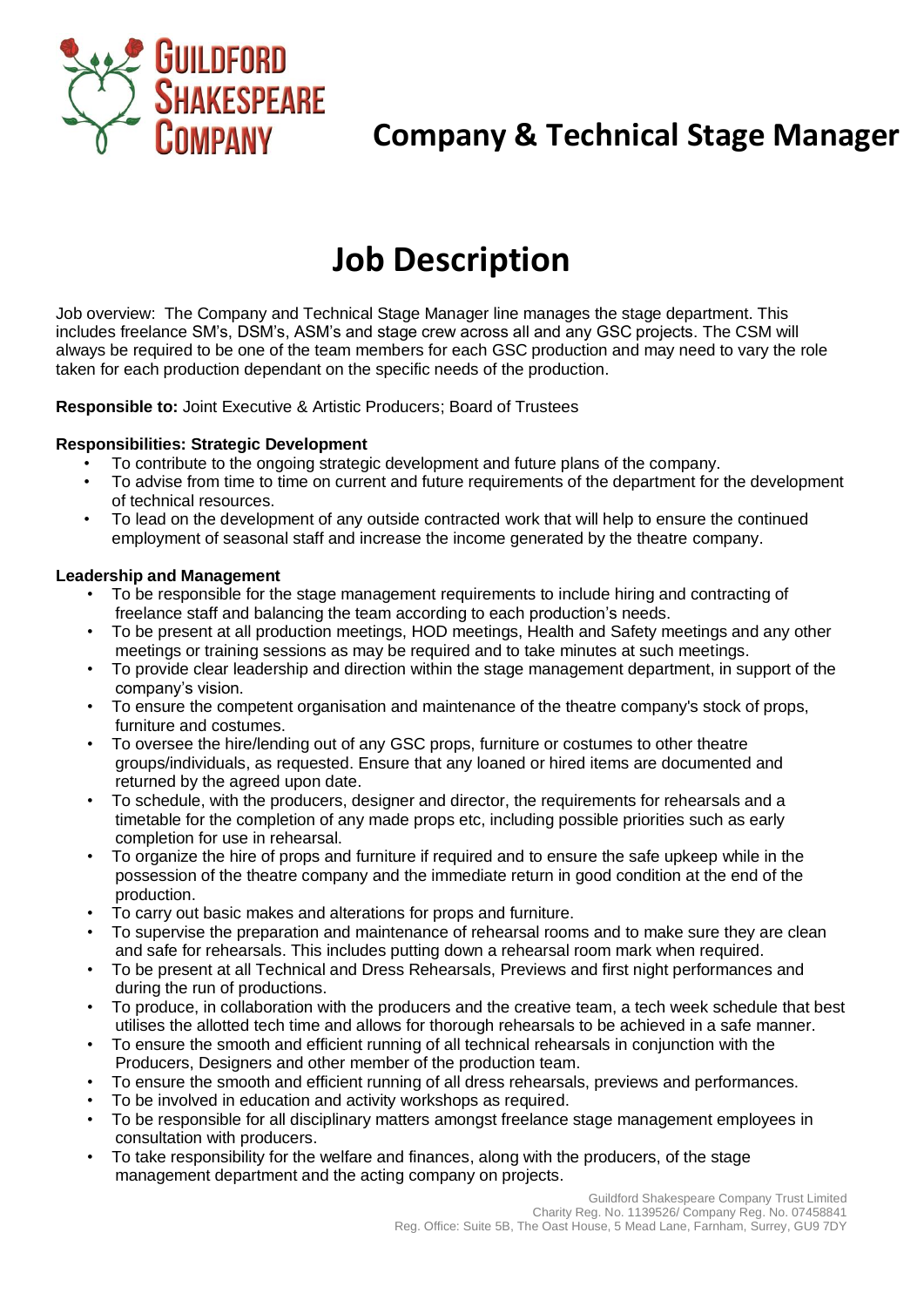Guildford Shakespeare Company

# Company & Technical Stage Manager

## Job Description

Job overview: The Company and Technical Stage Manager line manages the stage department. This includes freelance SM's, DSM's, ASM's and stage crew across all and any GSC projects. The CSM will always be required to be one of the team members for each GSC production and may need to vary the role taken for each production dependant on the specific needs of the production.

**Responsible to:** Joint Executive & Artistic Producers; Board of Trustees

**Responsibilities: Strategic Development**

- To contribute to the ongoing strategic development and future plans of the company.
- To advise from time to time on current and future requirements of the department for the development of technical resources.
- To lead on the development of any outside contracted work that will help to ensure the continued employment of seasonal staff and increase the income generated by the theatre company.

**Leadership and Management**

- To be responsible for the stage management requirements to include hiring and contracting of freelance staff and balancing the team according to each production's needs.
- To be present at all production meetings, HOD meetings, Health and Safety meetings and any other meetings or training sessions as may be required and to take minutes at such meetings.
- To provide clear leadership and direction within the stage management department, in support of the company's vision.
- To ensure the competent organisation and maintenance of the theatre company's stock of props, furniture and costumes.
- To oversee the hire/lending out of any GSC props, furniture or costumes to other theatre groups/individuals, as requested. Ensure that any loaned or hired items are documented and returned by the agreed upon date.
- To schedule, with the producers, designer and director, the requirements for rehearsals and a timetable for the completion of any made props etc, including possible priorities such as early completion for use in rehearsal.
- To organize the hire of props and furniture if required and to ensure the safe upkeep while in the possession of the theatre company and the immediate return in good condition at the end of the production.
- To carry out basic makes and alterations for props and furniture.
- To supervise the preparation and maintenance of rehearsal rooms and to make sure they are clean and safe for rehearsals. This includes putting down a rehearsal room mark when required.
- To be present at all Technical and Dress Rehearsals, Previews and first night performances and during the run of productions.
- To produce, in collaboration with the producers and the creative team, a tech week schedule that best utilises the allotted tech time and allows for thorough rehearsals to be achieved in a safe manner.
- To ensure the smooth and efficient running of all technical rehearsals in conjunction with the Producers, Designers and other member of the production team.
- To ensure the smooth and efficient running of all dress rehearsals, previews and performances.
- To be involved in education and activity workshops as required.
- To be responsible for all disciplinary matters amongst freelance stage management employees in consultation with producers.
- To take responsibility for the welfare and finances, along with the producers, of the stage management department and the acting company on projects.

Guildford Shakespeare Company Trust Limited
Charity Reg. No. 1139526/ Company Reg. No. 07458841
Reg. Office: Suite 5B, The Oast House, 5 Mead Lane, Farnham, Surrey, GU9 7DY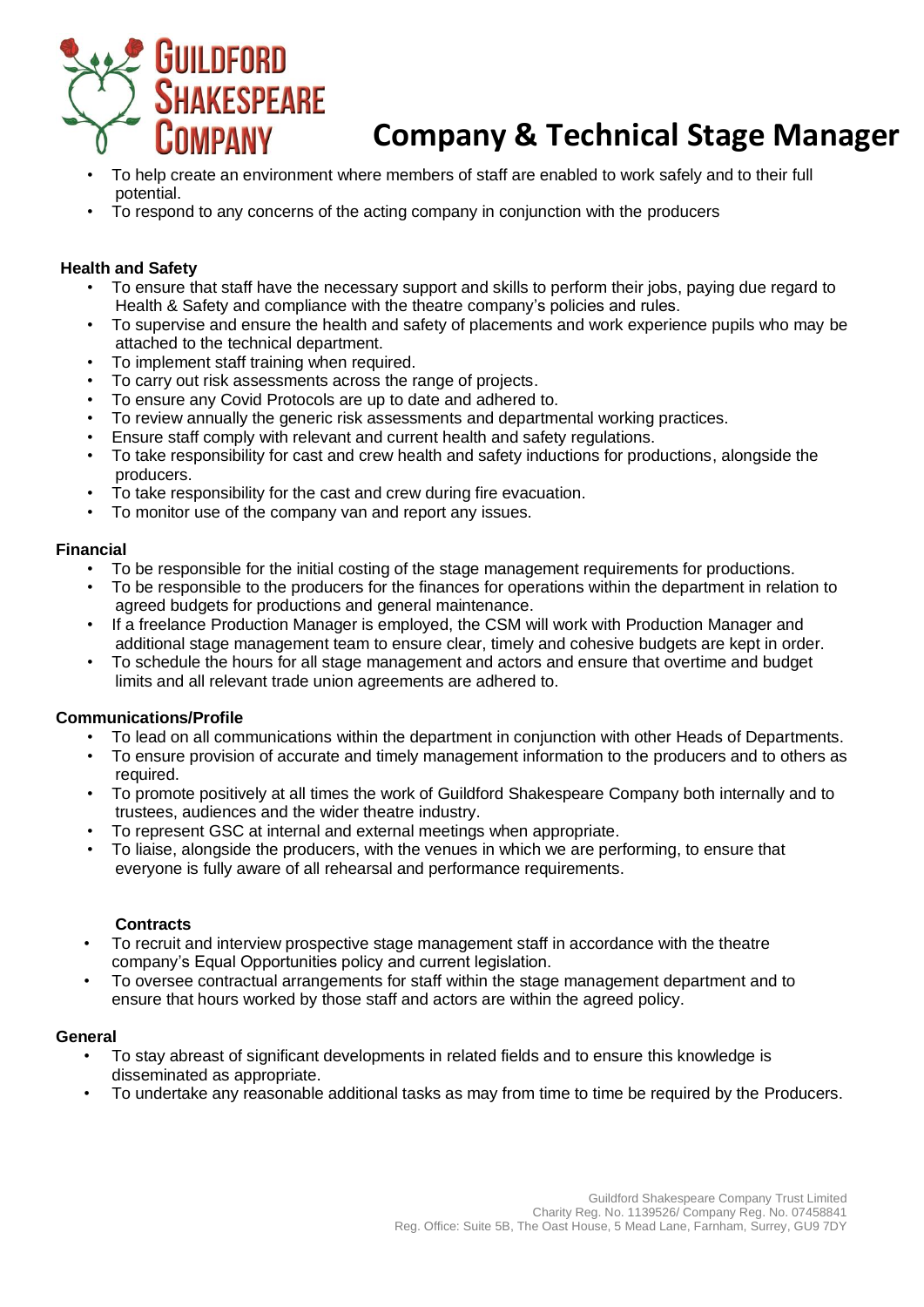- To help create an environment where members of staff are enabled to work safely and to their full potential.
- To respond to any concerns of the acting company in conjunction with the producers

**Health and Safety**

- To ensure that staff have the necessary support and skills to perform their jobs, paying due regard to Health & Safety and compliance with the theatre company's policies and rules.
- To supervise and ensure the health and safety of placements and work experience pupils who may be attached to the technical department.
- To implement staff training when required.
- To carry out risk assessments across the range of projects.
- To ensure any Covid Protocols are up to date and adhered to.
- To review annually the generic risk assessments and departmental working practices.
- Ensure staff comply with relevant and current health and safety regulations.
- To take responsibility for cast and crew health and safety inductions for productions, alongside the producers.
- To take responsibility for the cast and crew during fire evacuation.
- To monitor use of the company van and report any issues.

**Financial**

- To be responsible for the initial costing of the stage management requirements for productions.
- To be responsible to the producers for the finances for operations within the department in relation to agreed budgets for productions and general maintenance.
- If a freelance Production Manager is employed, the CSM will work with Production Manager and additional stage management team to ensure clear, timely and cohesive budgets are kept in order.
- To schedule the hours for all stage management and actors and ensure that overtime and budget limits and all relevant trade union agreements are adhered to.

**Communications/Profile**

- To lead on all communications within the department in conjunction with other Heads of Departments.
- To ensure provision of accurate and timely management information to the producers and to others as required.
- To promote positively at all times the work of Guildford Shakespeare Company both internally and to trustees, audiences and the wider theatre industry.
- To represent GSC at internal and external meetings when appropriate.
- To liaise, alongside the producers, with the venues in which we are performing, to ensure that everyone is fully aware of all rehearsal and performance requirements.

**Contracts**

- To recruit and interview prospective stage management staff in accordance with the theatre company's Equal Opportunities policy and current legislation.
- To oversee contractual arrangements for staff within the stage management department and to ensure that hours worked by those staff and actors are within the agreed policy.

**General**

- To stay abreast of significant developments in related fields and to ensure this knowledge is disseminated as appropriate.
- To undertake any reasonable additional tasks as may from time to time be required by the Producers.